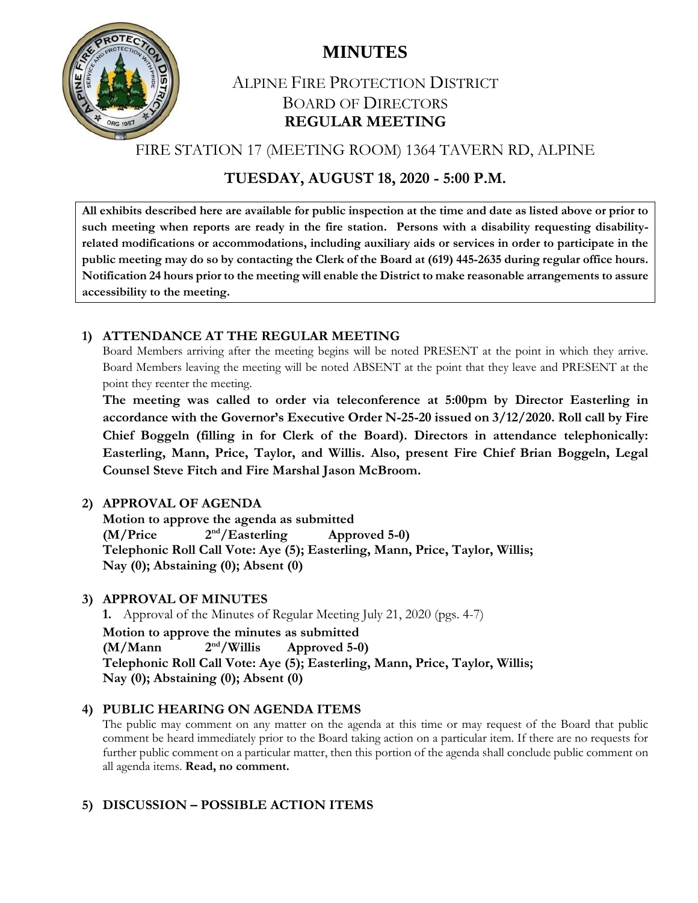# MINUTES

## ALPINE FIRE PROTECTION DISTRICT
## BOARD OF DIRECTORS
## REGULAR MEETING

FIRE STATION 17 (MEETING ROOM) 1364 TAVERN RD, ALPINE

**TUESDAY, AUGUST 18, 2020 - 5:00 P.M.**

**All exhibits described here are available for public inspection at the time and date as listed above or prior to such meeting when reports are ready in the fire station. Persons with a disability requesting disability-related modifications or accommodations, including auxiliary aids or services in order to participate in the public meeting may do so by contacting the Clerk of the Board at (619) 445-2635 during regular office hours. Notification 24 hours prior to the meeting will enable the District to make reasonable arrangements to assure accessibility to the meeting.**

### 1) ATTENDANCE AT THE REGULAR MEETING

Board Members arriving after the meeting begins will be noted PRESENT at the point in which they arrive. Board Members leaving the meeting will be noted ABSENT at the point that they leave and PRESENT at the point they reenter the meeting.

**The meeting was called to order via teleconference at 5:00pm by Director Easterling in accordance with the Governor's Executive Order N-25-20 issued on 3/12/2020. Roll call by Fire Chief Boggeln (filling in for Clerk of the Board). Directors in attendance telephonically: Easterling, Mann, Price, Taylor, and Willis. Also, present Fire Chief Brian Boggeln, Legal Counsel Steve Fitch and Fire Marshal Jason McBroom.**

### 2) APPROVAL OF AGENDA

**Motion to approve the agenda as submitted**
**(M/Price 2nd/Easterling Approved 5-0)**
**Telephonic Roll Call Vote: Aye (5); Easterling, Mann, Price, Taylor, Willis; Nay (0); Abstaining (0); Absent (0)**

### 3) APPROVAL OF MINUTES

**1.** Approval of the Minutes of Regular Meeting July 21, 2020 (pgs. 4-7)

**Motion to approve the minutes as submitted**
**(M/Mann 2nd/Willis Approved 5-0)**
**Telephonic Roll Call Vote: Aye (5); Easterling, Mann, Price, Taylor, Willis; Nay (0); Abstaining (0); Absent (0)**

### 4) PUBLIC HEARING ON AGENDA ITEMS

The public may comment on any matter on the agenda at this time or may request of the Board that public comment be heard immediately prior to the Board taking action on a particular item. If there are no requests for further public comment on a particular matter, then this portion of the agenda shall conclude public comment on all agenda items. **Read, no comment.**

### 5) DISCUSSION – POSSIBLE ACTION ITEMS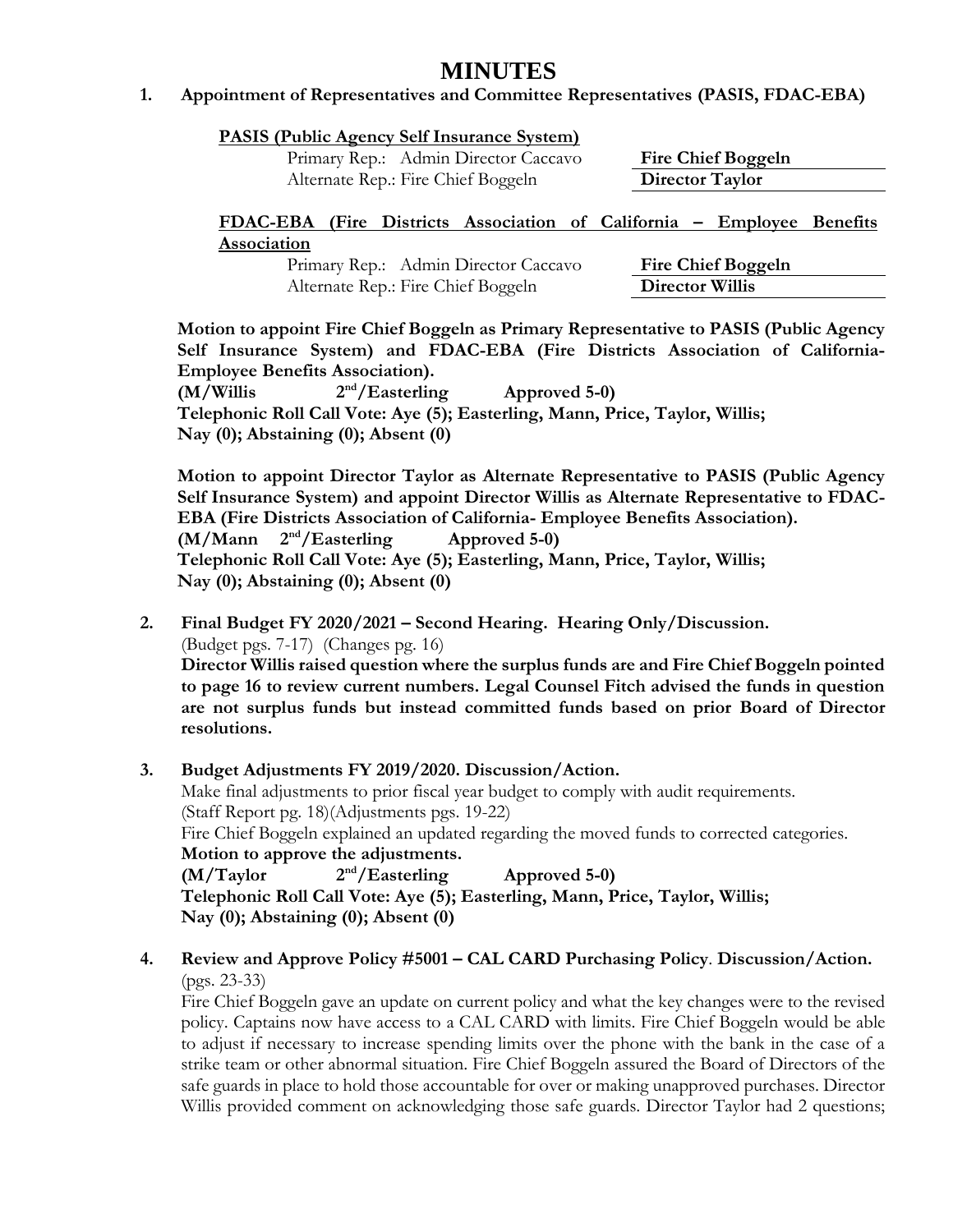# MINUTES

**1. Appointment of Representatives and Committee Representatives (PASIS, FDAC-EBA)**

**PASIS (Public Agency Self Insurance System)**

| | |
|---|---|
| Primary Rep.: Admin Director Caccavo | **Fire Chief Boggeln** |
| Alternate Rep.: Fire Chief Boggeln | **Director Taylor** |

**FDAC-EBA (Fire Districts Association of California – Employee Benefits Association**

| | |
|---|---|
| Primary Rep.: Admin Director Caccavo | **Fire Chief Boggeln** |
| Alternate Rep.: Fire Chief Boggeln | **Director Willis** |

**Motion to appoint Fire Chief Boggeln as Primary Representative to PASIS (Public Agency Self Insurance System) and FDAC-EBA (Fire Districts Association of California-Employee Benefits Association).**
**(M/Willis 2nd/Easterling Approved 5-0)**
**Telephonic Roll Call Vote: Aye (5); Easterling, Mann, Price, Taylor, Willis; Nay (0); Abstaining (0); Absent (0)**

**Motion to appoint Director Taylor as Alternate Representative to PASIS (Public Agency Self Insurance System) and appoint Director Willis as Alternate Representative to FDAC-EBA (Fire Districts Association of California- Employee Benefits Association).**
**(M/Mann 2nd/Easterling Approved 5-0)**
**Telephonic Roll Call Vote: Aye (5); Easterling, Mann, Price, Taylor, Willis; Nay (0); Abstaining (0); Absent (0)**

**2. Final Budget FY 2020/2021 – Second Hearing. Hearing Only/Discussion.**
(Budget pgs. 7-17) (Changes pg. 16)
**Director Willis raised question where the surplus funds are and Fire Chief Boggeln pointed to page 16 to review current numbers. Legal Counsel Fitch advised the funds in question are not surplus funds but instead committed funds based on prior Board of Director resolutions.**

**3. Budget Adjustments FY 2019/2020. Discussion/Action.**
Make final adjustments to prior fiscal year budget to comply with audit requirements.
(Staff Report pg. 18)(Adjustments pgs. 19-22)
Fire Chief Boggeln explained an updated regarding the moved funds to corrected categories.
**Motion to approve the adjustments.**
**(M/Taylor 2nd/Easterling Approved 5-0)**
**Telephonic Roll Call Vote: Aye (5); Easterling, Mann, Price, Taylor, Willis; Nay (0); Abstaining (0); Absent (0)**

**4. Review and Approve Policy #5001 – CAL CARD Purchasing Policy. Discussion/Action.**
(pgs. 23-33)
Fire Chief Boggeln gave an update on current policy and what the key changes were to the revised policy. Captains now have access to a CAL CARD with limits. Fire Chief Boggeln would be able to adjust if necessary to increase spending limits over the phone with the bank in the case of a strike team or other abnormal situation. Fire Chief Boggeln assured the Board of Directors of the safe guards in place to hold those accountable for over or making unapproved purchases. Director Willis provided comment on acknowledging those safe guards. Director Taylor had 2 questions;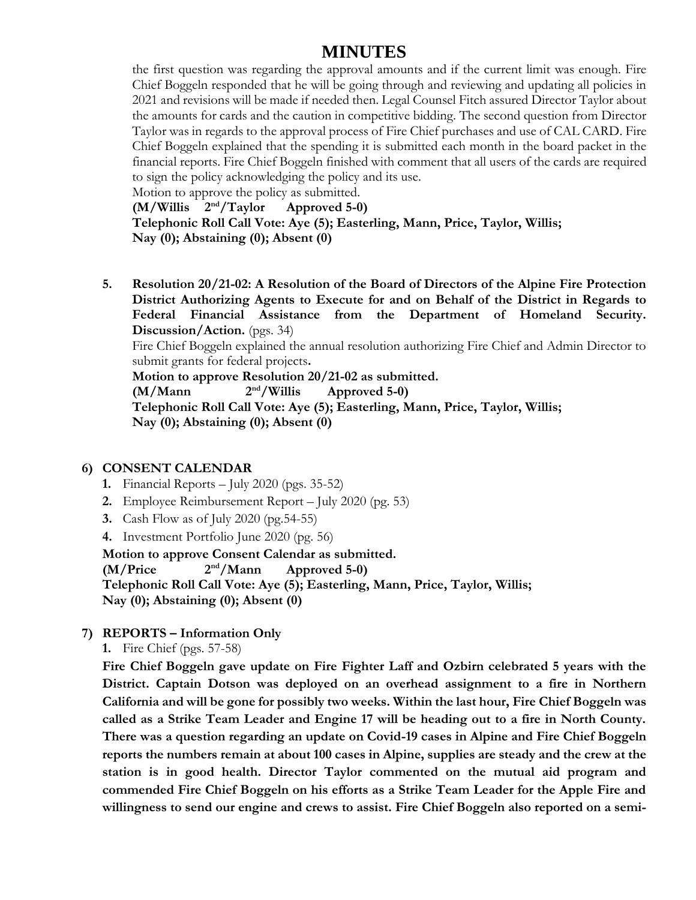# MINUTES

the first question was regarding the approval amounts and if the current limit was enough. Fire Chief Boggeln responded that he will be going through and reviewing and updating all policies in 2021 and revisions will be made if needed then. Legal Counsel Fitch assured Director Taylor about the amounts for cards and the caution in competitive bidding. The second question from Director Taylor was in regards to the approval process of Fire Chief purchases and use of CAL CARD. Fire Chief Boggeln explained that the spending it is submitted each month in the board packet in the financial reports. Fire Chief Boggeln finished with comment that all users of the cards are required to sign the policy acknowledging the policy and its use.

Motion to approve the policy as submitted.

**(M/Willis 2nd/Taylor Approved 5-0)**
**Telephonic Roll Call Vote: Aye (5); Easterling, Mann, Price, Taylor, Willis;**
**Nay (0); Abstaining (0); Absent (0)**

5. **Resolution 20/21-02: A Resolution of the Board of Directors of the Alpine Fire Protection District Authorizing Agents to Execute for and on Behalf of the District in Regards to Federal Financial Assistance from the Department of Homeland Security. Discussion/Action.** (pgs. 34)

   Fire Chief Boggeln explained the annual resolution authorizing Fire Chief and Admin Director to submit grants for federal projects**.**

   **Motion to approve Resolution 20/21-02 as submitted.**
   **(M/Mann 2nd/Willis Approved 5-0)**
   **Telephonic Roll Call Vote: Aye (5); Easterling, Mann, Price, Taylor, Willis;**
   **Nay (0); Abstaining (0); Absent (0)**

**6) CONSENT CALENDAR**

1. Financial Reports – July 2020 (pgs. 35-52)
2. Employee Reimbursement Report – July 2020 (pg. 53)
3. Cash Flow as of July 2020 (pg.54-55)
4. Investment Portfolio June 2020 (pg. 56)

**Motion to approve Consent Calendar as submitted.**
**(M/Price 2nd/Mann Approved 5-0)**
**Telephonic Roll Call Vote: Aye (5); Easterling, Mann, Price, Taylor, Willis;**
**Nay (0); Abstaining (0); Absent (0)**

**7) REPORTS – Information Only**

1. Fire Chief (pgs. 57-58)

**Fire Chief Boggeln gave update on Fire Fighter Laff and Ozbirn celebrated 5 years with the District. Captain Dotson was deployed on an overhead assignment to a fire in Northern California and will be gone for possibly two weeks. Within the last hour, Fire Chief Boggeln was called as a Strike Team Leader and Engine 17 will be heading out to a fire in North County. There was a question regarding an update on Covid-19 cases in Alpine and Fire Chief Boggeln reports the numbers remain at about 100 cases in Alpine, supplies are steady and the crew at the station is in good health. Director Taylor commented on the mutual aid program and commended Fire Chief Boggeln on his efforts as a Strike Team Leader for the Apple Fire and willingness to send our engine and crews to assist. Fire Chief Boggeln also reported on a semi-**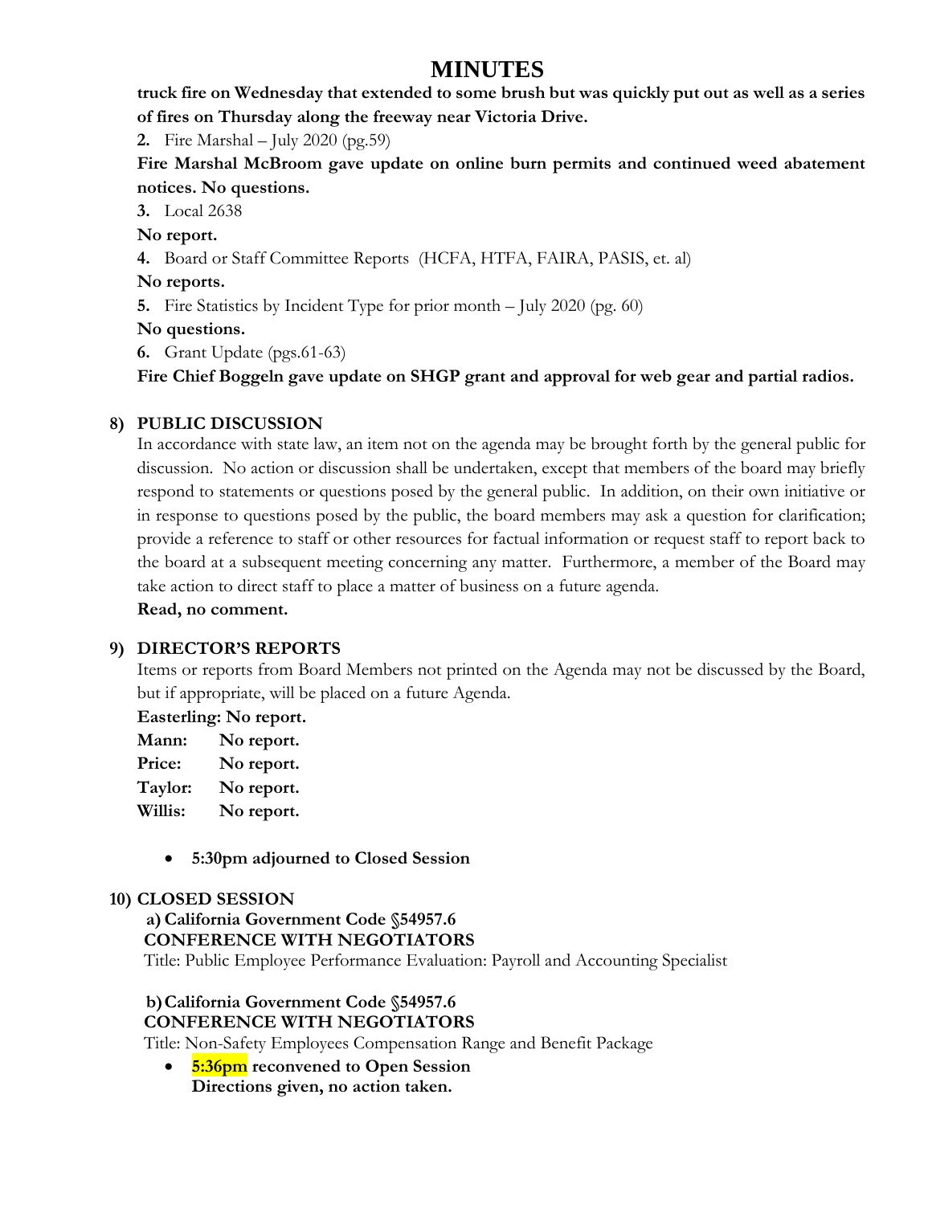# MINUTES

**truck fire on Wednesday that extended to some brush but was quickly put out as well as a series of fires on Thursday along the freeway near Victoria Drive.**

**2.** Fire Marshal – July 2020 (pg.59)

**Fire Marshal McBroom gave update on online burn permits and continued weed abatement notices. No questions.**

**3.** Local 2638

**No report.**

**4.** Board or Staff Committee Reports (HCFA, HTFA, FAIRA, PASIS, et. al)

**No reports.**

**5.** Fire Statistics by Incident Type for prior month – July 2020 (pg. 60)

**No questions.**

**6.** Grant Update (pgs.61-63)

**Fire Chief Boggeln gave update on SHGP grant and approval for web gear and partial radios.**

## 8) PUBLIC DISCUSSION

In accordance with state law, an item not on the agenda may be brought forth by the general public for discussion. No action or discussion shall be undertaken, except that members of the board may briefly respond to statements or questions posed by the general public. In addition, on their own initiative or in response to questions posed by the public, the board members may ask a question for clarification; provide a reference to staff or other resources for factual information or request staff to report back to the board at a subsequent meeting concerning any matter. Furthermore, a member of the Board may take action to direct staff to place a matter of business on a future agenda.

**Read, no comment.**

## 9) DIRECTOR'S REPORTS

Items or reports from Board Members not printed on the Agenda may not be discussed by the Board, but if appropriate, will be placed on a future Agenda.

**Easterling: No report.**
**Mann: No report.**
**Price: No report.**
**Taylor: No report.**
**Willis: No report.**

- **5:30pm adjourned to Closed Session**

## 10) CLOSED SESSION

**a) California Government Code §54957.6**
**CONFERENCE WITH NEGOTIATORS**
Title: Public Employee Performance Evaluation: Payroll and Accounting Specialist

**b) California Government Code §54957.6**
**CONFERENCE WITH NEGOTIATORS**
Title: Non-Safety Employees Compensation Range and Benefit Package

- **5:36pm reconvened to Open Session**
  **Directions given, no action taken.**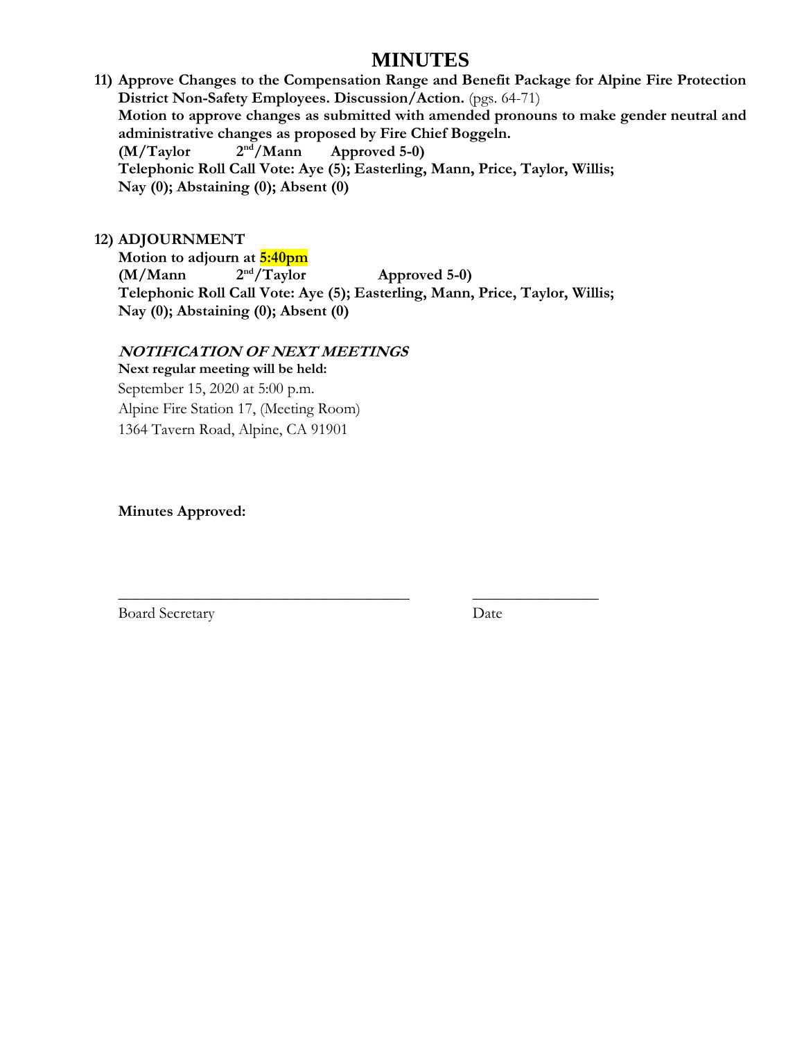# MINUTES

**11) Approve Changes to the Compensation Range and Benefit Package for Alpine Fire Protection District Non-Safety Employees. Discussion/Action.** (pgs. 64-71)
**Motion to approve changes as submitted with amended pronouns to make gender neutral and administrative changes as proposed by Fire Chief Boggeln.**
**(M/Taylor 2nd/Mann Approved 5-0)**
**Telephonic Roll Call Vote: Aye (5); Easterling, Mann, Price, Taylor, Willis; Nay (0); Abstaining (0); Absent (0)**

**12) ADJOURNMENT**
**Motion to adjourn at 5:40pm**
**(M/Mann 2nd/Taylor Approved 5-0)**
**Telephonic Roll Call Vote: Aye (5); Easterling, Mann, Price, Taylor, Willis; Nay (0); Abstaining (0); Absent (0)**

***NOTIFICATION OF NEXT MEETINGS***

**Next regular meeting will be held:**
September 15, 2020 at 5:00 p.m.
Alpine Fire Station 17, (Meeting Room)
1364 Tavern Road, Alpine, CA 91901

**Minutes Approved:**

_____________________________________ _______________
Board Secretary Date